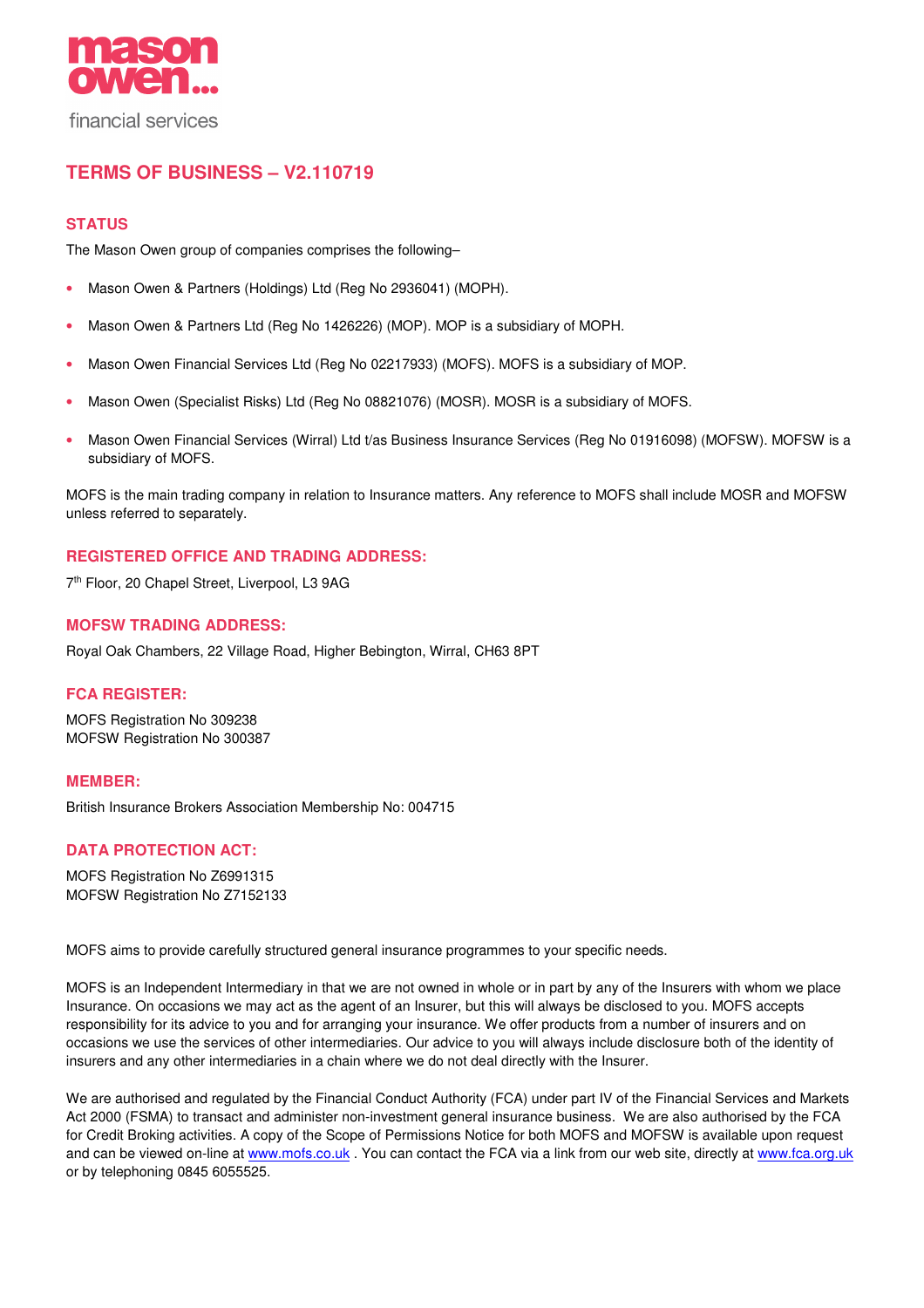mason owen...

financial services

# TERMS OF BUSINESS – V2.110719

## STATUS

The Mason Owen group of companies comprises the following–

- Mason Owen & Partners (Holdings) Ltd (Reg No 2936041) (MOPH).
- Mason Owen & Partners Ltd (Reg No 1426226) (MOP). MOP is a subsidiary of MOPH.
- Mason Owen Financial Services Ltd (Reg No 02217933) (MOFS). MOFS is a subsidiary of MOP.
- Mason Owen (Specialist Risks) Ltd (Reg No 08821076) (MOSR). MOSR is a subsidiary of MOFS.
- Mason Owen Financial Services (Wirral) Ltd t/as Business Insurance Services (Reg No 01916098) (MOFSW). MOFSW is a subsidiary of MOFS.

MOFS is the main trading company in relation to Insurance matters. Any reference to MOFS shall include MOSR and MOFSW unless referred to separately.

## REGISTERED OFFICE AND TRADING ADDRESS:

7th Floor, 20 Chapel Street, Liverpool, L3 9AG

## MOFSW TRADING ADDRESS:

Royal Oak Chambers, 22 Village Road, Higher Bebington, Wirral, CH63 8PT

## FCA REGISTER:

MOFS Registration No 309238
MOFSW Registration No 300387

## MEMBER:

British Insurance Brokers Association Membership No: 004715

## DATA PROTECTION ACT:

MOFS Registration No Z6991315
MOFSW Registration No Z7152133

MOFS aims to provide carefully structured general insurance programmes to your specific needs.

MOFS is an Independent Intermediary in that we are not owned in whole or in part by any of the Insurers with whom we place Insurance. On occasions we may act as the agent of an Insurer, but this will always be disclosed to you. MOFS accepts responsibility for its advice to you and for arranging your insurance. We offer products from a number of insurers and on occasions we use the services of other intermediaries. Our advice to you will always include disclosure both of the identity of insurers and any other intermediaries in a chain where we do not deal directly with the Insurer.

We are authorised and regulated by the Financial Conduct Authority (FCA) under part IV of the Financial Services and Markets Act 2000 (FSMA) to transact and administer non-investment general insurance business. We are also authorised by the FCA for Credit Broking activities. A copy of the Scope of Permissions Notice for both MOFS and MOFSW is available upon request and can be viewed on-line at www.mofs.co.uk . You can contact the FCA via a link from our web site, directly at www.fca.org.uk or by telephoning 0845 6055525.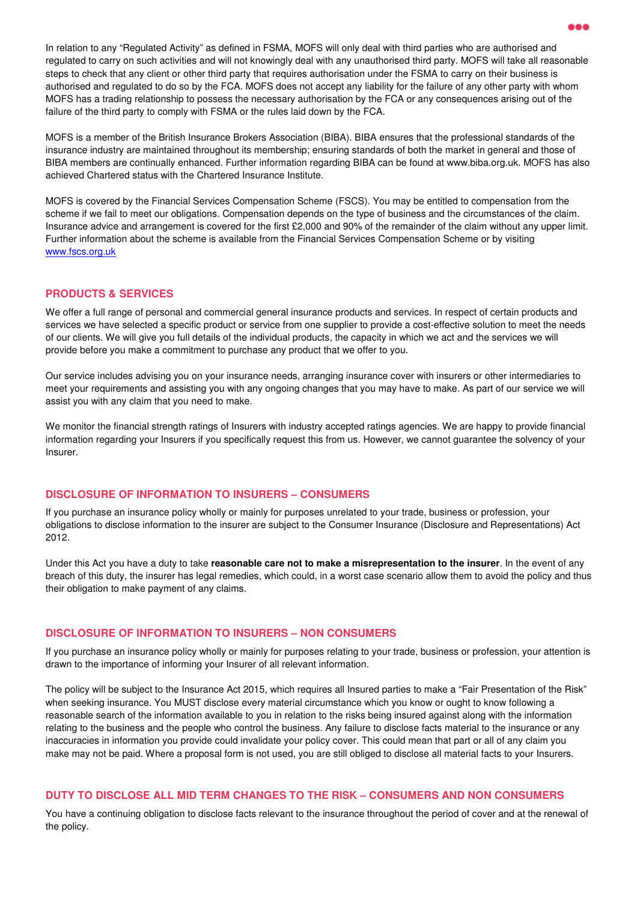In relation to any "Regulated Activity" as defined in FSMA, MOFS will only deal with third parties who are authorised and regulated to carry on such activities and will not knowingly deal with any unauthorised third party. MOFS will take all reasonable steps to check that any client or other third party that requires authorisation under the FSMA to carry on their business is authorised and regulated to do so by the FCA. MOFS does not accept any liability for the failure of any other party with whom MOFS has a trading relationship to possess the necessary authorisation by the FCA or any consequences arising out of the failure of the third party to comply with FSMA or the rules laid down by the FCA.

MOFS is a member of the British Insurance Brokers Association (BIBA). BIBA ensures that the professional standards of the insurance industry are maintained throughout its membership; ensuring standards of both the market in general and those of BIBA members are continually enhanced. Further information regarding BIBA can be found at www.biba.org.uk. MOFS has also achieved Chartered status with the Chartered Insurance Institute.

MOFS is covered by the Financial Services Compensation Scheme (FSCS). You may be entitled to compensation from the scheme if we fail to meet our obligations. Compensation depends on the type of business and the circumstances of the claim. Insurance advice and arrangement is covered for the first £2,000 and 90% of the remainder of the claim without any upper limit. Further information about the scheme is available from the Financial Services Compensation Scheme or by visiting www.fscs.org.uk

## PRODUCTS & SERVICES

We offer a full range of personal and commercial general insurance products and services. In respect of certain products and services we have selected a specific product or service from one supplier to provide a cost-effective solution to meet the needs of our clients. We will give you full details of the individual products, the capacity in which we act and the services we will provide before you make a commitment to purchase any product that we offer to you.

Our service includes advising you on your insurance needs, arranging insurance cover with insurers or other intermediaries to meet your requirements and assisting you with any ongoing changes that you may have to make. As part of our service we will assist you with any claim that you need to make.

We monitor the financial strength ratings of Insurers with industry accepted ratings agencies. We are happy to provide financial information regarding your Insurers if you specifically request this from us. However, we cannot guarantee the solvency of your Insurer.

## DISCLOSURE OF INFORMATION TO INSURERS – CONSUMERS

If you purchase an insurance policy wholly or mainly for purposes unrelated to your trade, business or profession, your obligations to disclose information to the insurer are subject to the Consumer Insurance (Disclosure and Representations) Act 2012.

Under this Act you have a duty to take **reasonable care not to make a misrepresentation to the insurer**. In the event of any breach of this duty, the insurer has legal remedies, which could, in a worst case scenario allow them to avoid the policy and thus their obligation to make payment of any claims.

## DISCLOSURE OF INFORMATION TO INSURERS – NON CONSUMERS

If you purchase an insurance policy wholly or mainly for purposes relating to your trade, business or profession, your attention is drawn to the importance of informing your Insurer of all relevant information.

The policy will be subject to the Insurance Act 2015, which requires all Insured parties to make a "Fair Presentation of the Risk" when seeking insurance. You MUST disclose every material circumstance which you know or ought to know following a reasonable search of the information available to you in relation to the risks being insured against along with the information relating to the business and the people who control the business. Any failure to disclose facts material to the insurance or any inaccuracies in information you provide could invalidate your policy cover. This could mean that part or all of any claim you make may not be paid. Where a proposal form is not used, you are still obliged to disclose all material facts to your Insurers.

## DUTY TO DISCLOSE ALL MID TERM CHANGES TO THE RISK – CONSUMERS AND NON CONSUMERS

You have a continuing obligation to disclose facts relevant to the insurance throughout the period of cover and at the renewal of the policy.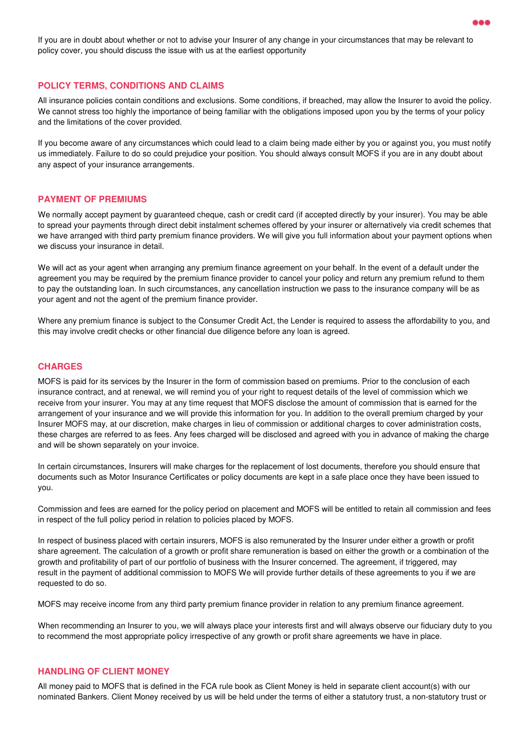If you are in doubt about whether or not to advise your Insurer of any change in your circumstances that may be relevant to policy cover, you should discuss the issue with us at the earliest opportunity

## POLICY TERMS, CONDITIONS AND CLAIMS

All insurance policies contain conditions and exclusions. Some conditions, if breached, may allow the Insurer to avoid the policy. We cannot stress too highly the importance of being familiar with the obligations imposed upon you by the terms of your policy and the limitations of the cover provided.

If you become aware of any circumstances which could lead to a claim being made either by you or against you, you must notify us immediately. Failure to do so could prejudice your position. You should always consult MOFS if you are in any doubt about any aspect of your insurance arrangements.

## PAYMENT OF PREMIUMS

We normally accept payment by guaranteed cheque, cash or credit card (if accepted directly by your insurer). You may be able to spread your payments through direct debit instalment schemes offered by your insurer or alternatively via credit schemes that we have arranged with third party premium finance providers. We will give you full information about your payment options when we discuss your insurance in detail.

We will act as your agent when arranging any premium finance agreement on your behalf. In the event of a default under the agreement you may be required by the premium finance provider to cancel your policy and return any premium refund to them to pay the outstanding loan. In such circumstances, any cancellation instruction we pass to the insurance company will be as your agent and not the agent of the premium finance provider.

Where any premium finance is subject to the Consumer Credit Act, the Lender is required to assess the affordability to you, and this may involve credit checks or other financial due diligence before any loan is agreed.

## CHARGES

MOFS is paid for its services by the Insurer in the form of commission based on premiums. Prior to the conclusion of each insurance contract, and at renewal, we will remind you of your right to request details of the level of commission which we receive from your insurer. You may at any time request that MOFS disclose the amount of commission that is earned for the arrangement of your insurance and we will provide this information for you. In addition to the overall premium charged by your Insurer MOFS may, at our discretion, make charges in lieu of commission or additional charges to cover administration costs, these charges are referred to as fees. Any fees charged will be disclosed and agreed with you in advance of making the charge and will be shown separately on your invoice.

In certain circumstances, Insurers will make charges for the replacement of lost documents, therefore you should ensure that documents such as Motor Insurance Certificates or policy documents are kept in a safe place once they have been issued to you.

Commission and fees are earned for the policy period on placement and MOFS will be entitled to retain all commission and fees in respect of the full policy period in relation to policies placed by MOFS.

In respect of business placed with certain insurers, MOFS is also remunerated by the Insurer under either a growth or profit share agreement. The calculation of a growth or profit share remuneration is based on either the growth or a combination of the growth and profitability of part of our portfolio of business with the Insurer concerned. The agreement, if triggered, may result in the payment of additional commission to MOFS We will provide further details of these agreements to you if we are requested to do so.

MOFS may receive income from any third party premium finance provider in relation to any premium finance agreement.

When recommending an Insurer to you, we will always place your interests first and will always observe our fiduciary duty to you to recommend the most appropriate policy irrespective of any growth or profit share agreements we have in place.

## HANDLING OF CLIENT MONEY

All money paid to MOFS that is defined in the FCA rule book as Client Money is held in separate client account(s) with our nominated Bankers. Client Money received by us will be held under the terms of either a statutory trust, a non-statutory trust or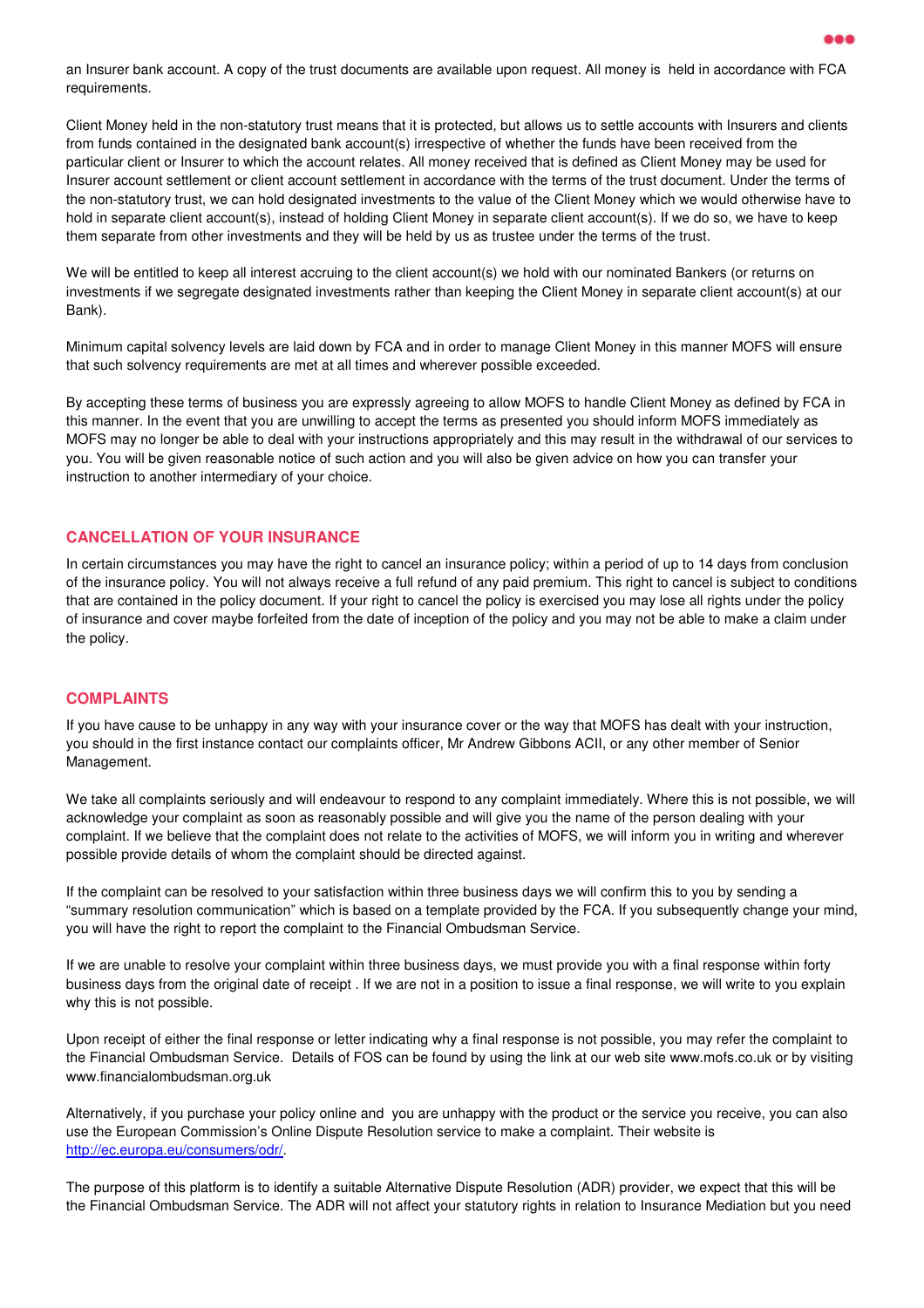an Insurer bank account. A copy of the trust documents are available upon request. All money is  held in accordance with FCA requirements.

Client Money held in the non-statutory trust means that it is protected, but allows us to settle accounts with Insurers and clients from funds contained in the designated bank account(s) irrespective of whether the funds have been received from the particular client or Insurer to which the account relates. All money received that is defined as Client Money may be used for Insurer account settlement or client account settlement in accordance with the terms of the trust document. Under the terms of the non-statutory trust, we can hold designated investments to the value of the Client Money which we would otherwise have to hold in separate client account(s), instead of holding Client Money in separate client account(s). If we do so, we have to keep them separate from other investments and they will be held by us as trustee under the terms of the trust.

We will be entitled to keep all interest accruing to the client account(s) we hold with our nominated Bankers (or returns on investments if we segregate designated investments rather than keeping the Client Money in separate client account(s) at our Bank).

Minimum capital solvency levels are laid down by FCA and in order to manage Client Money in this manner MOFS will ensure that such solvency requirements are met at all times and wherever possible exceeded.

By accepting these terms of business you are expressly agreeing to allow MOFS to handle Client Money as defined by FCA in this manner. In the event that you are unwilling to accept the terms as presented you should inform MOFS immediately as MOFS may no longer be able to deal with your instructions appropriately and this may result in the withdrawal of our services to you. You will be given reasonable notice of such action and you will also be given advice on how you can transfer your instruction to another intermediary of your choice.

## CANCELLATION OF YOUR INSURANCE

In certain circumstances you may have the right to cancel an insurance policy; within a period of up to 14 days from conclusion of the insurance policy. You will not always receive a full refund of any paid premium. This right to cancel is subject to conditions that are contained in the policy document. If your right to cancel the policy is exercised you may lose all rights under the policy of insurance and cover maybe forfeited from the date of inception of the policy and you may not be able to make a claim under the policy.

## COMPLAINTS

If you have cause to be unhappy in any way with your insurance cover or the way that MOFS has dealt with your instruction, you should in the first instance contact our complaints officer, Mr Andrew Gibbons ACII, or any other member of Senior Management.

We take all complaints seriously and will endeavour to respond to any complaint immediately. Where this is not possible, we will acknowledge your complaint as soon as reasonably possible and will give you the name of the person dealing with your complaint. If we believe that the complaint does not relate to the activities of MOFS, we will inform you in writing and wherever possible provide details of whom the complaint should be directed against.

If the complaint can be resolved to your satisfaction within three business days we will confirm this to you by sending a "summary resolution communication" which is based on a template provided by the FCA. If you subsequently change your mind, you will have the right to report the complaint to the Financial Ombudsman Service.

If we are unable to resolve your complaint within three business days, we must provide you with a final response within forty business days from the original date of receipt . If we are not in a position to issue a final response, we will write to you explain why this is not possible.

Upon receipt of either the final response or letter indicating why a final response is not possible, you may refer the complaint to the Financial Ombudsman Service.  Details of FOS can be found by using the link at our web site www.mofs.co.uk or by visiting www.financialombudsman.org.uk

Alternatively, if you purchase your policy online and  you are unhappy with the product or the service you receive, you can also use the European Commission's Online Dispute Resolution service to make a complaint. Their website is http://ec.europa.eu/consumers/odr/.

The purpose of this platform is to identify a suitable Alternative Dispute Resolution (ADR) provider, we expect that this will be the Financial Ombudsman Service. The ADR will not affect your statutory rights in relation to Insurance Mediation but you need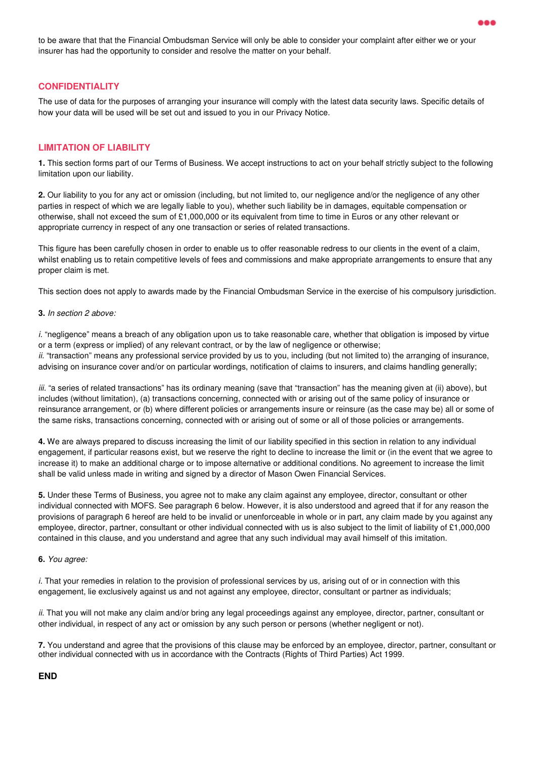to be aware that that the Financial Ombudsman Service will only be able to consider your complaint after either we or your insurer has had the opportunity to consider and resolve the matter on your behalf.

## CONFIDENTIALITY

The use of data for the purposes of arranging your insurance will comply with the latest data security laws. Specific details of how your data will be used will be set out and issued to you in our Privacy Notice.

## LIMITATION OF LIABILITY

**1.** This section forms part of our Terms of Business. We accept instructions to act on your behalf strictly subject to the following limitation upon our liability.

**2.** Our liability to you for any act or omission (including, but not limited to, our negligence and/or the negligence of any other parties in respect of which we are legally liable to you), whether such liability be in damages, equitable compensation or otherwise, shall not exceed the sum of £1,000,000 or its equivalent from time to time in Euros or any other relevant or appropriate currency in respect of any one transaction or series of related transactions.

This figure has been carefully chosen in order to enable us to offer reasonable redress to our clients in the event of a claim, whilst enabling us to retain competitive levels of fees and commissions and make appropriate arrangements to ensure that any proper claim is met.

This section does not apply to awards made by the Financial Ombudsman Service in the exercise of his compulsory jurisdiction.

**3.** *In section 2 above:*

*i.* “negligence” means a breach of any obligation upon us to take reasonable care, whether that obligation is imposed by virtue or a term (express or implied) of any relevant contract, or by the law of negligence or otherwise;
*ii.* “transaction” means any professional service provided by us to you, including (but not limited to) the arranging of insurance, advising on insurance cover and/or on particular wordings, notification of claims to insurers, and claims handling generally;

*iii.* “a series of related transactions” has its ordinary meaning (save that “transaction” has the meaning given at (ii) above), but includes (without limitation), (a) transactions concerning, connected with or arising out of the same policy of insurance or reinsurance arrangement, or (b) where different policies or arrangements insure or reinsure (as the case may be) all or some of the same risks, transactions concerning, connected with or arising out of some or all of those policies or arrangements.

**4.** We are always prepared to discuss increasing the limit of our liability specified in this section in relation to any individual engagement, if particular reasons exist, but we reserve the right to decline to increase the limit or (in the event that we agree to increase it) to make an additional charge or to impose alternative or additional conditions. No agreement to increase the limit shall be valid unless made in writing and signed by a director of Mason Owen Financial Services.

**5.** Under these Terms of Business, you agree not to make any claim against any employee, director, consultant or other individual connected with MOFS. See paragraph 6 below. However, it is also understood and agreed that if for any reason the provisions of paragraph 6 hereof are held to be invalid or unenforceable in whole or in part, any claim made by you against any employee, director, partner, consultant or other individual connected with us is also subject to the limit of liability of £1,000,000 contained in this clause, and you understand and agree that any such individual may avail himself of this imitation.

**6.** *You agree:*

*i.* That your remedies in relation to the provision of professional services by us, arising out of or in connection with this engagement, lie exclusively against us and not against any employee, director, consultant or partner as individuals;

*ii.* That you will not make any claim and/or bring any legal proceedings against any employee, director, partner, consultant or other individual, in respect of any act or omission by any such person or persons (whether negligent or not).

**7.** You understand and agree that the provisions of this clause may be enforced by an employee, director, partner, consultant or other individual connected with us in accordance with the Contracts (Rights of Third Parties) Act 1999.

**END**